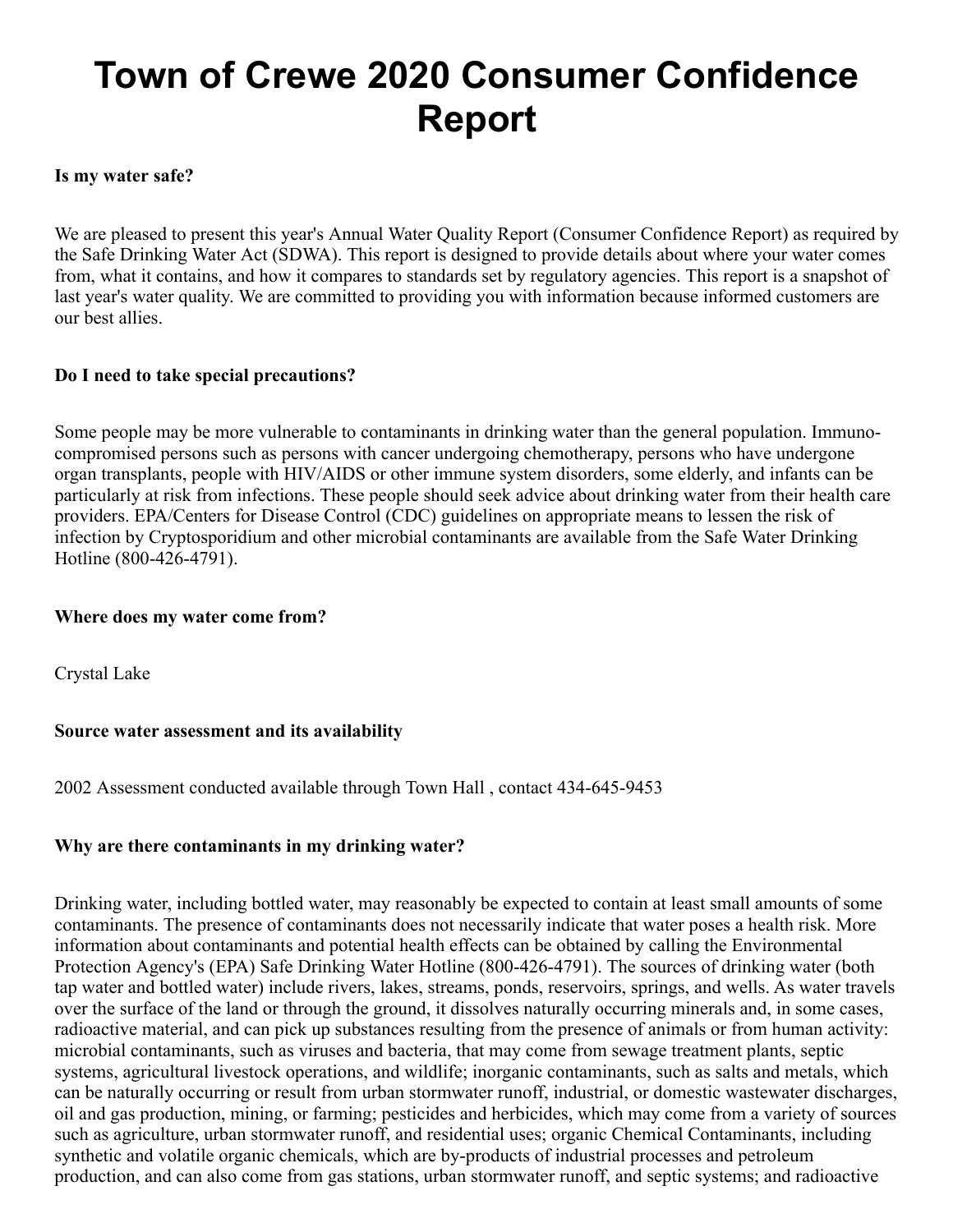# Town of Crewe 2020 Consumer Confidence Report

**Is my water safe?**

We are pleased to present this year's Annual Water Quality Report (Consumer Confidence Report) as required by the Safe Drinking Water Act (SDWA). This report is designed to provide details about where your water comes from, what it contains, and how it compares to standards set by regulatory agencies. This report is a snapshot of last year's water quality. We are committed to providing you with information because informed customers are our best allies.

**Do I need to take special precautions?**

Some people may be more vulnerable to contaminants in drinking water than the general population. Immuno-compromised persons such as persons with cancer undergoing chemotherapy, persons who have undergone organ transplants, people with HIV/AIDS or other immune system disorders, some elderly, and infants can be particularly at risk from infections. These people should seek advice about drinking water from their health care providers. EPA/Centers for Disease Control (CDC) guidelines on appropriate means to lessen the risk of infection by Cryptosporidium and other microbial contaminants are available from the Safe Water Drinking Hotline (800-426-4791).

**Where does my water come from?**

Crystal Lake

**Source water assessment and its availability**

2002 Assessment conducted available through Town Hall , contact 434-645-9453

**Why are there contaminants in my drinking water?**

Drinking water, including bottled water, may reasonably be expected to contain at least small amounts of some contaminants. The presence of contaminants does not necessarily indicate that water poses a health risk. More information about contaminants and potential health effects can be obtained by calling the Environmental Protection Agency's (EPA) Safe Drinking Water Hotline (800-426-4791). The sources of drinking water (both tap water and bottled water) include rivers, lakes, streams, ponds, reservoirs, springs, and wells. As water travels over the surface of the land or through the ground, it dissolves naturally occurring minerals and, in some cases, radioactive material, and can pick up substances resulting from the presence of animals or from human activity: microbial contaminants, such as viruses and bacteria, that may come from sewage treatment plants, septic systems, agricultural livestock operations, and wildlife; inorganic contaminants, such as salts and metals, which can be naturally occurring or result from urban stormwater runoff, industrial, or domestic wastewater discharges, oil and gas production, mining, or farming; pesticides and herbicides, which may come from a variety of sources such as agriculture, urban stormwater runoff, and residential uses; organic Chemical Contaminants, including synthetic and volatile organic chemicals, which are by-products of industrial processes and petroleum production, and can also come from gas stations, urban stormwater runoff, and septic systems; and radioactive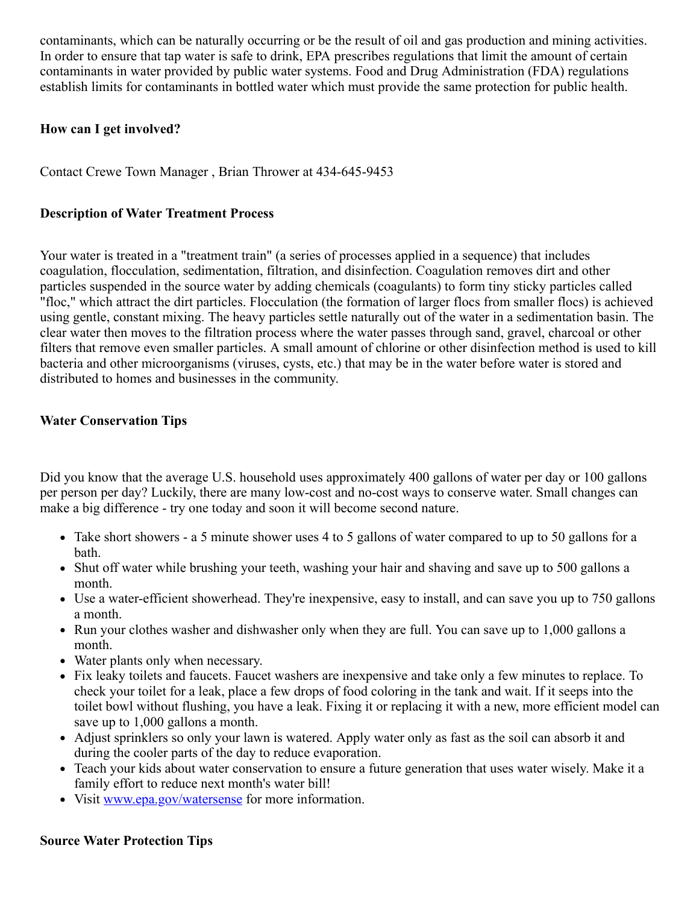contaminants, which can be naturally occurring or be the result of oil and gas production and mining activities. In order to ensure that tap water is safe to drink, EPA prescribes regulations that limit the amount of certain contaminants in water provided by public water systems. Food and Drug Administration (FDA) regulations establish limits for contaminants in bottled water which must provide the same protection for public health.

**How can I get involved?**

Contact Crewe Town Manager , Brian Thrower at 434-645-9453

**Description of Water Treatment Process**

Your water is treated in a "treatment train" (a series of processes applied in a sequence) that includes coagulation, flocculation, sedimentation, filtration, and disinfection. Coagulation removes dirt and other particles suspended in the source water by adding chemicals (coagulants) to form tiny sticky particles called "floc," which attract the dirt particles. Flocculation (the formation of larger flocs from smaller flocs) is achieved using gentle, constant mixing. The heavy particles settle naturally out of the water in a sedimentation basin. The clear water then moves to the filtration process where the water passes through sand, gravel, charcoal or other filters that remove even smaller particles. A small amount of chlorine or other disinfection method is used to kill bacteria and other microorganisms (viruses, cysts, etc.) that may be in the water before water is stored and distributed to homes and businesses in the community.

**Water Conservation Tips**

Did you know that the average U.S. household uses approximately 400 gallons of water per day or 100 gallons per person per day? Luckily, there are many low-cost and no-cost ways to conserve water. Small changes can make a big difference - try one today and soon it will become second nature.

- Take short showers - a 5 minute shower uses 4 to 5 gallons of water compared to up to 50 gallons for a bath.
- Shut off water while brushing your teeth, washing your hair and shaving and save up to 500 gallons a month.
- Use a water-efficient showerhead. They're inexpensive, easy to install, and can save you up to 750 gallons a month.
- Run your clothes washer and dishwasher only when they are full. You can save up to 1,000 gallons a month.
- Water plants only when necessary.
- Fix leaky toilets and faucets. Faucet washers are inexpensive and take only a few minutes to replace. To check your toilet for a leak, place a few drops of food coloring in the tank and wait. If it seeps into the toilet bowl without flushing, you have a leak. Fixing it or replacing it with a new, more efficient model can save up to 1,000 gallons a month.
- Adjust sprinklers so only your lawn is watered. Apply water only as fast as the soil can absorb it and during the cooler parts of the day to reduce evaporation.
- Teach your kids about water conservation to ensure a future generation that uses water wisely. Make it a family effort to reduce next month's water bill!
- Visit www.epa.gov/watersense for more information.

**Source Water Protection Tips**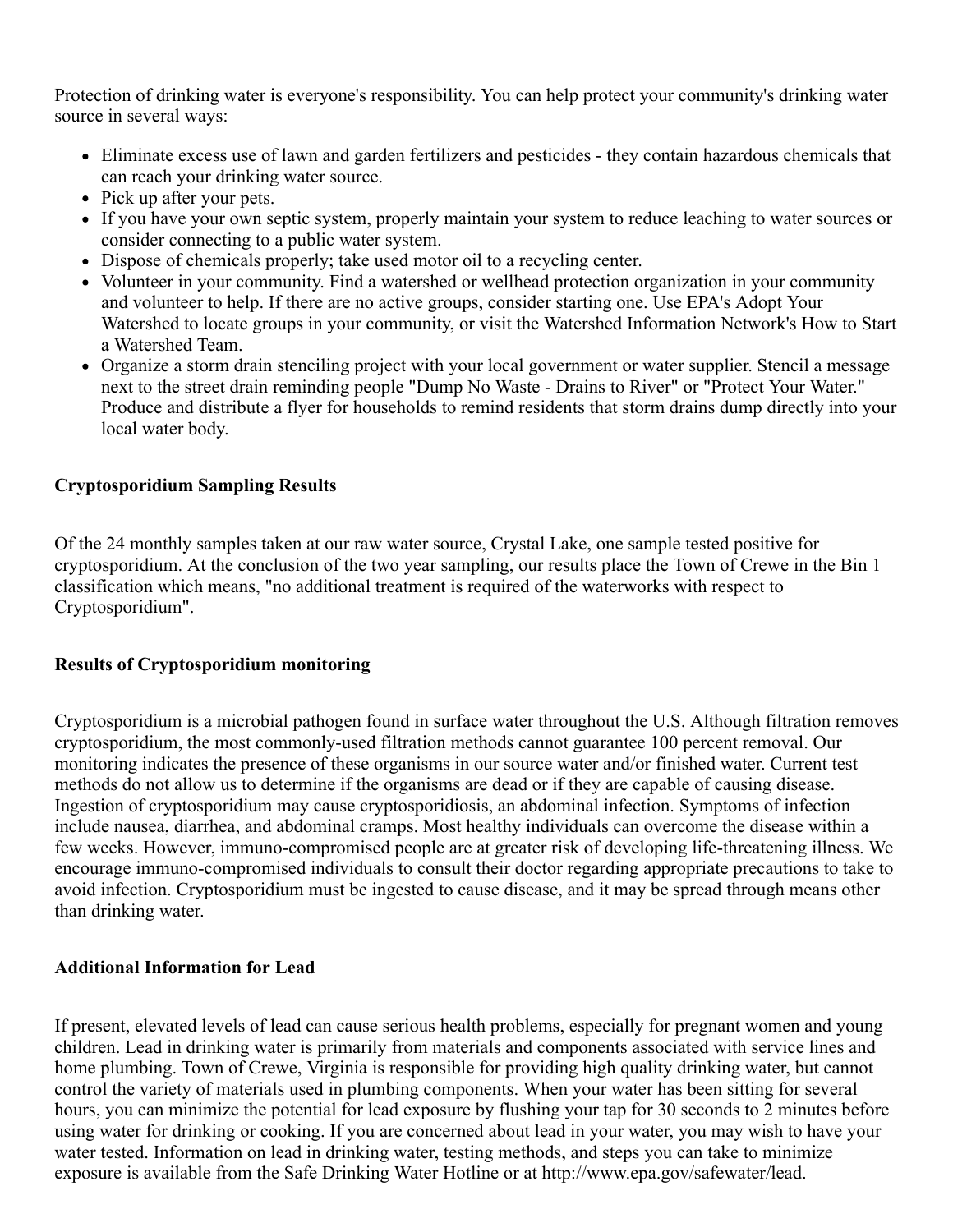Protection of drinking water is everyone's responsibility. You can help protect your community's drinking water source in several ways:

- Eliminate excess use of lawn and garden fertilizers and pesticides - they contain hazardous chemicals that can reach your drinking water source.
- Pick up after your pets.
- If you have your own septic system, properly maintain your system to reduce leaching to water sources or consider connecting to a public water system.
- Dispose of chemicals properly; take used motor oil to a recycling center.
- Volunteer in your community. Find a watershed or wellhead protection organization in your community and volunteer to help. If there are no active groups, consider starting one. Use EPA's Adopt Your Watershed to locate groups in your community, or visit the Watershed Information Network's How to Start a Watershed Team.
- Organize a storm drain stenciling project with your local government or water supplier. Stencil a message next to the street drain reminding people "Dump No Waste - Drains to River" or "Protect Your Water." Produce and distribute a flyer for households to remind residents that storm drains dump directly into your local water body.

**Cryptosporidium Sampling Results**

Of the 24 monthly samples taken at our raw water source, Crystal Lake, one sample tested positive for cryptosporidium. At the conclusion of the two year sampling, our results place the Town of Crewe in the Bin 1 classification which means, "no additional treatment is required of the waterworks with respect to Cryptosporidium".

**Results of Cryptosporidium monitoring**

Cryptosporidium is a microbial pathogen found in surface water throughout the U.S. Although filtration removes cryptosporidium, the most commonly-used filtration methods cannot guarantee 100 percent removal. Our monitoring indicates the presence of these organisms in our source water and/or finished water. Current test methods do not allow us to determine if the organisms are dead or if they are capable of causing disease. Ingestion of cryptosporidium may cause cryptosporidiosis, an abdominal infection. Symptoms of infection include nausea, diarrhea, and abdominal cramps. Most healthy individuals can overcome the disease within a few weeks. However, immuno-compromised people are at greater risk of developing life-threatening illness. We encourage immuno-compromised individuals to consult their doctor regarding appropriate precautions to take to avoid infection. Cryptosporidium must be ingested to cause disease, and it may be spread through means other than drinking water.

**Additional Information for Lead**

If present, elevated levels of lead can cause serious health problems, especially for pregnant women and young children. Lead in drinking water is primarily from materials and components associated with service lines and home plumbing. Town of Crewe, Virginia is responsible for providing high quality drinking water, but cannot control the variety of materials used in plumbing components. When your water has been sitting for several hours, you can minimize the potential for lead exposure by flushing your tap for 30 seconds to 2 minutes before using water for drinking or cooking. If you are concerned about lead in your water, you may wish to have your water tested. Information on lead in drinking water, testing methods, and steps you can take to minimize exposure is available from the Safe Drinking Water Hotline or at http://www.epa.gov/safewater/lead.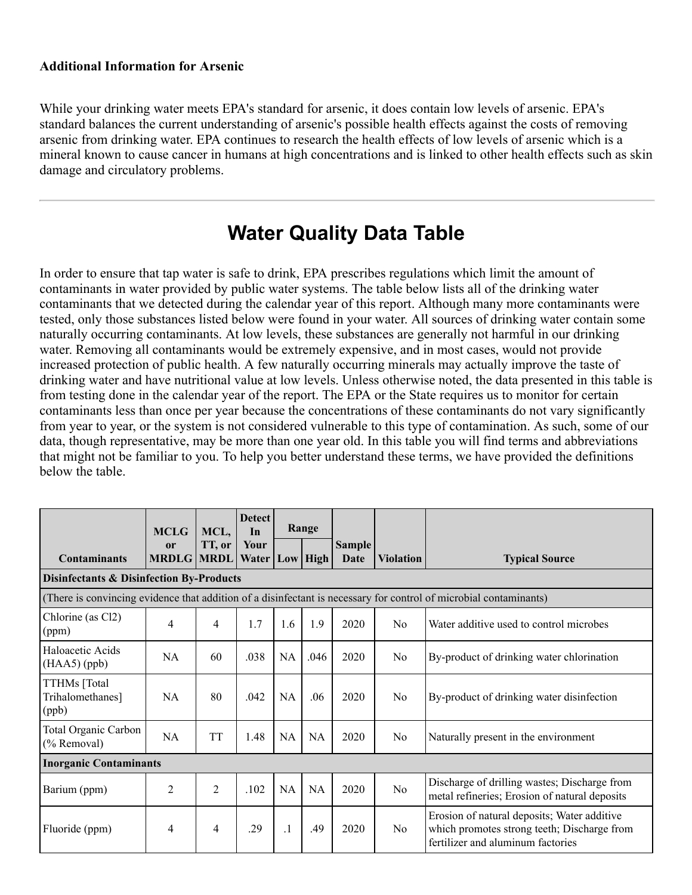**Additional Information for Arsenic**

While your drinking water meets EPA's standard for arsenic, it does contain low levels of arsenic. EPA's standard balances the current understanding of arsenic's possible health effects against the costs of removing arsenic from drinking water. EPA continues to research the health effects of low levels of arsenic which is a mineral known to cause cancer in humans at high concentrations and is linked to other health effects such as skin damage and circulatory problems.

---

# Water Quality Data Table

In order to ensure that tap water is safe to drink, EPA prescribes regulations which limit the amount of contaminants in water provided by public water systems. The table below lists all of the drinking water contaminants that we detected during the calendar year of this report. Although many more contaminants were tested, only those substances listed below were found in your water. All sources of drinking water contain some naturally occurring contaminants. At low levels, these substances are generally not harmful in our drinking water. Removing all contaminants would be extremely expensive, and in most cases, would not provide increased protection of public health. A few naturally occurring minerals may actually improve the taste of drinking water and have nutritional value at low levels. Unless otherwise noted, the data presented in this table is from testing done in the calendar year of the report. The EPA or the State requires us to monitor for certain contaminants less than once per year because the concentrations of these contaminants do not vary significantly from year to year, or the system is not considered vulnerable to this type of contamination. As such, some of our data, though representative, may be more than one year old. In this table you will find terms and abbreviations that might not be familiar to you. To help you better understand these terms, we have provided the definitions below the table.

| Contaminants | MCLG or MRDLG | MCL, TT, or MRDL | Detect In Your Water | Range | | Sample Date | Violation | Typical Source |
|---|---|---|---|---|---|---|---|---|
| | | | | Low | High | | | |
| **Disinfectants & Disinfection By-Products** | | | | | | | | |
| (There is convincing evidence that addition of a disinfectant is necessary for control of microbial contaminants) | | | | | | | | |
| Chlorine (as Cl2) (ppm) | 4 | 4 | 1.7 | 1.6 | 1.9 | 2020 | No | Water additive used to control microbes |
| Haloacetic Acids (HAA5) (ppb) | NA | 60 | .038 | NA | .046 | 2020 | No | By-product of drinking water chlorination |
| TTHMs [Total Trihalomethanes] (ppb) | NA | 80 | .042 | NA | .06 | 2020 | No | By-product of drinking water disinfection |
| Total Organic Carbon (% Removal) | NA | TT | 1.48 | NA | NA | 2020 | No | Naturally present in the environment |
| **Inorganic Contaminants** | | | | | | | | |
| Barium (ppm) | 2 | 2 | .102 | NA | NA | 2020 | No | Discharge of drilling wastes; Discharge from metal refineries; Erosion of natural deposits |
| Fluoride (ppm) | 4 | 4 | .29 | .1 | .49 | 2020 | No | Erosion of natural deposits; Water additive which promotes strong teeth; Discharge from fertilizer and aluminum factories |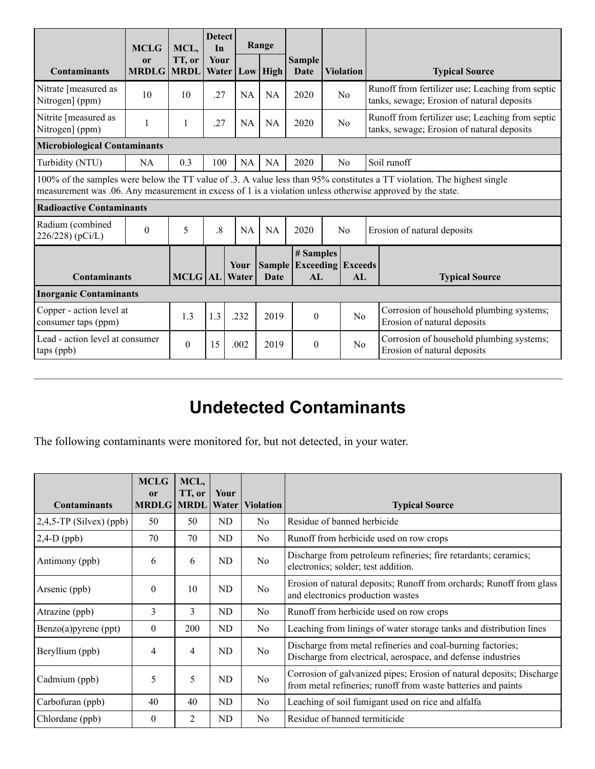| Contaminants | MCLG or MRDLG | MCL, TT, or MRDL | Detect In Your Water | Range | | Sample Date | Violation | Typical Source |
|---|---|---|---|---|---|---|---|---|
| | | | | Low | High | | | |
| Nitrate [measured as Nitrogen] (ppm) | 10 | 10 | .27 | NA | NA | 2020 | No | Runoff from fertilizer use; Leaching from septic tanks, sewage; Erosion of natural deposits |
| Nitrite [measured as Nitrogen] (ppm) | 1 | 1 | .27 | NA | NA | 2020 | No | Runoff from fertilizer use; Leaching from septic tanks, sewage; Erosion of natural deposits |
| **Microbiological Contaminants** | | | | | | | | |
| Turbidity (NTU) | NA | 0.3 | 100 | NA | NA | 2020 | No | Soil runoff |
| 100% of the samples were below the TT value of .3. A value less than 95% constitutes a TT violation. The highest single measurement was .06. Any measurement in excess of 1 is a violation unless otherwise approved by the state. | | | | | | | | |
| **Radioactive Contaminants** | | | | | | | | |
| Radium (combined 226/228) (pCi/L) | 0 | 5 | .8 | NA | NA | 2020 | No | Erosion of natural deposits |

| Contaminants | MCLG | AL | Your Water | Sample Date | # Samples Exceeding AL | Exceeds AL | Typical Source |
|---|---|---|---|---|---|---|---|
| **Inorganic Contaminants** | | | | | | | |
| Copper - action level at consumer taps (ppm) | 1.3 | 1.3 | .232 | 2019 | 0 | No | Corrosion of household plumbing systems; Erosion of natural deposits |
| Lead - action level at consumer taps (ppb) | 0 | 15 | .002 | 2019 | 0 | No | Corrosion of household plumbing systems; Erosion of natural deposits |

---

# Undetected Contaminants

The following contaminants were monitored for, but not detected, in your water.

| Contaminants | MCLG or MRDLG | MCL, TT, or MRDL | Your Water | Violation | Typical Source |
|---|---|---|---|---|---|
| 2,4,5-TP (Silvex) (ppb) | 50 | 50 | ND | No | Residue of banned herbicide |
| 2,4-D (ppb) | 70 | 70 | ND | No | Runoff from herbicide used on row crops |
| Antimony (ppb) | 6 | 6 | ND | No | Discharge from petroleum refineries; fire retardants; ceramics; electronics; solder; test addition. |
| Arsenic (ppb) | 0 | 10 | ND | No | Erosion of natural deposits; Runoff from orchards; Runoff from glass and electronics production wastes |
| Atrazine (ppb) | 3 | 3 | ND | No | Runoff from herbicide used on row crops |
| Benzo(a)pyrene (ppt) | 0 | 200 | ND | No | Leaching from linings of water storage tanks and distribution lines |
| Beryllium (ppb) | 4 | 4 | ND | No | Discharge from metal refineries and coal-burning factories; Discharge from electrical, aerospace, and defense industries |
| Cadmium (ppb) | 5 | 5 | ND | No | Corrosion of galvanized pipes; Erosion of natural deposits; Discharge from metal refineries; runoff from waste batteries and paints |
| Carbofuran (ppb) | 40 | 40 | ND | No | Leaching of soil fumigant used on rice and alfalfa |
| Chlordane (ppb) | 0 | 2 | ND | No | Residue of banned termiticide |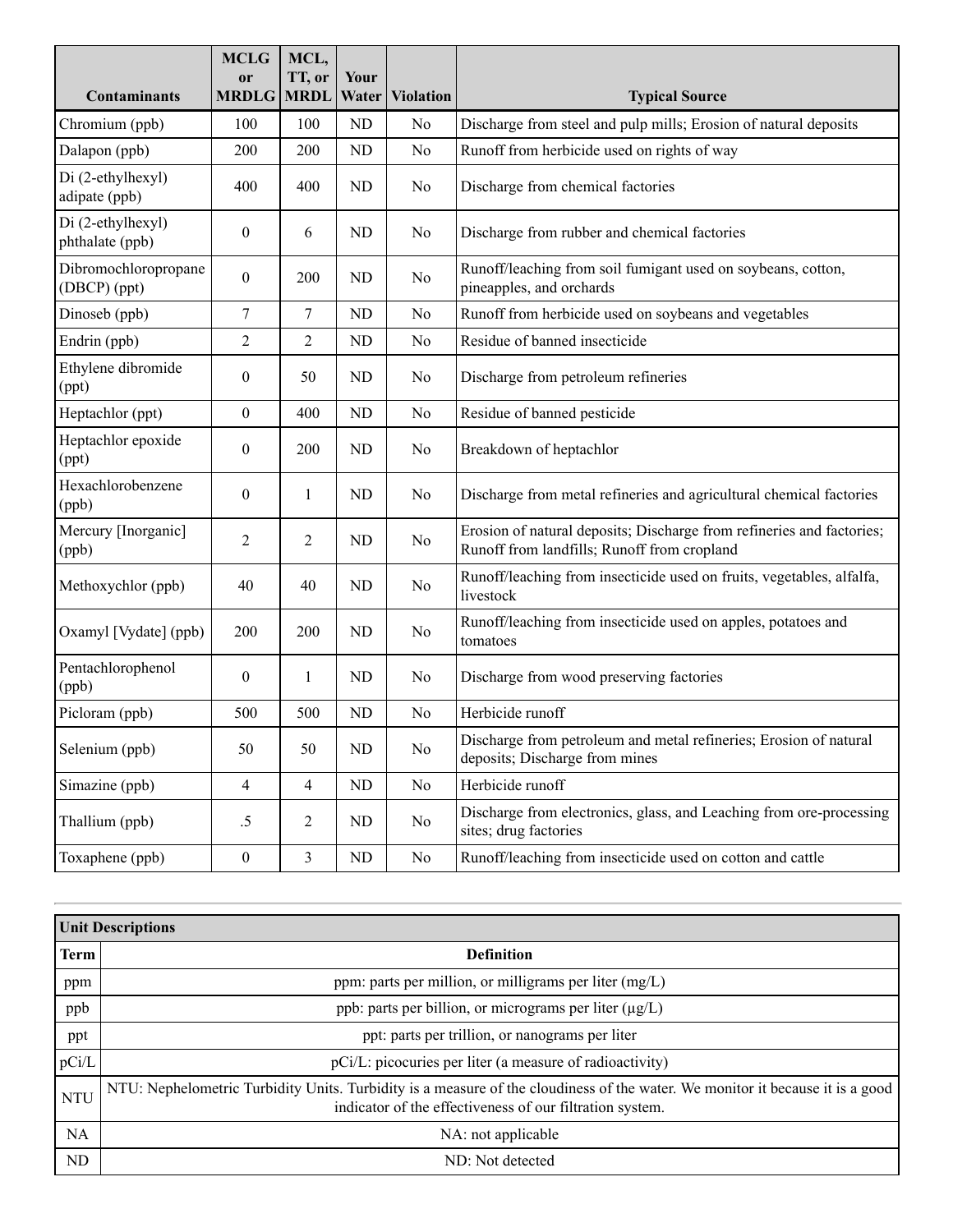| Contaminants | MCLG or MRDLG | MCL, TT, or MRDL | Your Water | Violation | Typical Source |
|---|---|---|---|---|---|
| Chromium (ppb) | 100 | 100 | ND | No | Discharge from steel and pulp mills; Erosion of natural deposits |
| Dalapon (ppb) | 200 | 200 | ND | No | Runoff from herbicide used on rights of way |
| Di (2-ethylhexyl) adipate (ppb) | 400 | 400 | ND | No | Discharge from chemical factories |
| Di (2-ethylhexyl) phthalate (ppb) | 0 | 6 | ND | No | Discharge from rubber and chemical factories |
| Dibromochloropropane (DBCP) (ppt) | 0 | 200 | ND | No | Runoff/leaching from soil fumigant used on soybeans, cotton, pineapples, and orchards |
| Dinoseb (ppb) | 7 | 7 | ND | No | Runoff from herbicide used on soybeans and vegetables |
| Endrin (ppb) | 2 | 2 | ND | No | Residue of banned insecticide |
| Ethylene dibromide (ppt) | 0 | 50 | ND | No | Discharge from petroleum refineries |
| Heptachlor (ppt) | 0 | 400 | ND | No | Residue of banned pesticide |
| Heptachlor epoxide (ppt) | 0 | 200 | ND | No | Breakdown of heptachlor |
| Hexachlorobenzene (ppb) | 0 | 1 | ND | No | Discharge from metal refineries and agricultural chemical factories |
| Mercury [Inorganic] (ppb) | 2 | 2 | ND | No | Erosion of natural deposits; Discharge from refineries and factories; Runoff from landfills; Runoff from cropland |
| Methoxychlor (ppb) | 40 | 40 | ND | No | Runoff/leaching from insecticide used on fruits, vegetables, alfalfa, livestock |
| Oxamyl [Vydate] (ppb) | 200 | 200 | ND | No | Runoff/leaching from insecticide used on apples, potatoes and tomatoes |
| Pentachlorophenol (ppb) | 0 | 1 | ND | No | Discharge from wood preserving factories |
| Picloram (ppb) | 500 | 500 | ND | No | Herbicide runoff |
| Selenium (ppb) | 50 | 50 | ND | No | Discharge from petroleum and metal refineries; Erosion of natural deposits; Discharge from mines |
| Simazine (ppb) | 4 | 4 | ND | No | Herbicide runoff |
| Thallium (ppb) | .5 | 2 | ND | No | Discharge from electronics, glass, and Leaching from ore-processing sites; drug factories |
| Toxaphene (ppb) | 0 | 3 | ND | No | Runoff/leaching from insecticide used on cotton and cattle |

| Unit Descriptions | |
|---|---|
| **Term** | **Definition** |
| ppm | ppm: parts per million, or milligrams per liter (mg/L) |
| ppb | ppb: parts per billion, or micrograms per liter (µg/L) |
| ppt | ppt: parts per trillion, or nanograms per liter |
| pCi/L | pCi/L: picocuries per liter (a measure of radioactivity) |
| NTU | NTU: Nephelometric Turbidity Units. Turbidity is a measure of the cloudiness of the water. We monitor it because it is a good indicator of the effectiveness of our filtration system. |
| NA | NA: not applicable |
| ND | ND: Not detected |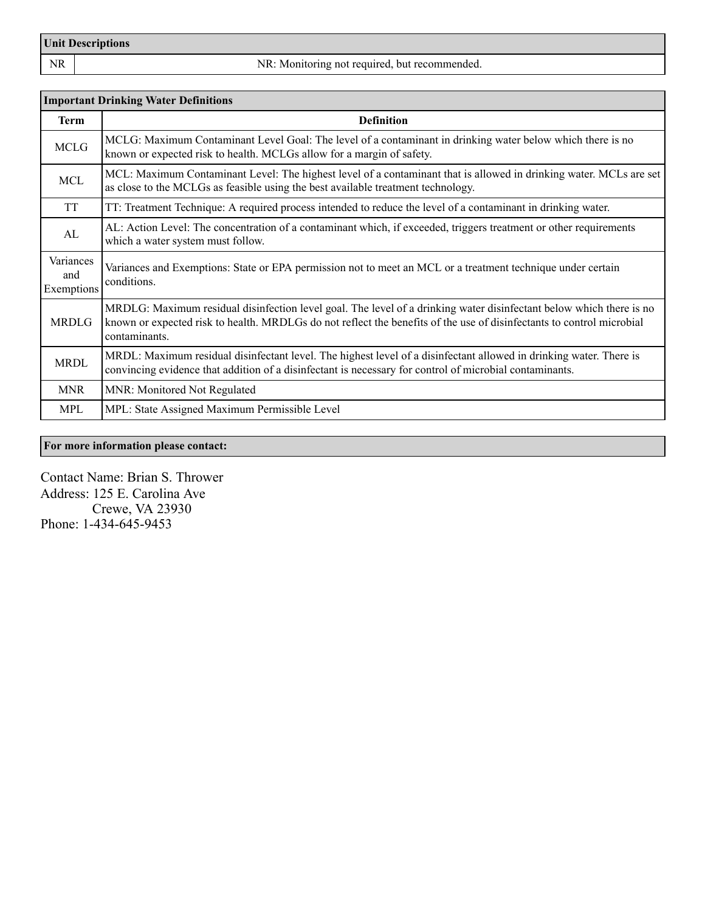| Unit Descriptions | |
|---|---|
| NR | NR: Monitoring not required, but recommended. |

| Important Drinking Water Definitions | |
|---|---|
| **Term** | **Definition** |
| MCLG | MCLG: Maximum Contaminant Level Goal: The level of a contaminant in drinking water below which there is no known or expected risk to health. MCLGs allow for a margin of safety. |
| MCL | MCL: Maximum Contaminant Level: The highest level of a contaminant that is allowed in drinking water. MCLs are set as close to the MCLGs as feasible using the best available treatment technology. |
| TT | TT: Treatment Technique: A required process intended to reduce the level of a contaminant in drinking water. |
| AL | AL: Action Level: The concentration of a contaminant which, if exceeded, triggers treatment or other requirements which a water system must follow. |
| Variances and Exemptions | Variances and Exemptions: State or EPA permission not to meet an MCL or a treatment technique under certain conditions. |
| MRDLG | MRDLG: Maximum residual disinfection level goal. The level of a drinking water disinfectant below which there is no known or expected risk to health. MRDLGs do not reflect the benefits of the use of disinfectants to control microbial contaminants. |
| MRDL | MRDL: Maximum residual disinfectant level. The highest level of a disinfectant allowed in drinking water. There is convincing evidence that addition of a disinfectant is necessary for control of microbial contaminants. |
| MNR | MNR: Monitored Not Regulated |
| MPL | MPL: State Assigned Maximum Permissible Level |

**For more information please contact:**

Contact Name: Brian S. Thrower
Address: 125 E. Carolina Ave
Crewe, VA 23930
Phone: 1-434-645-9453